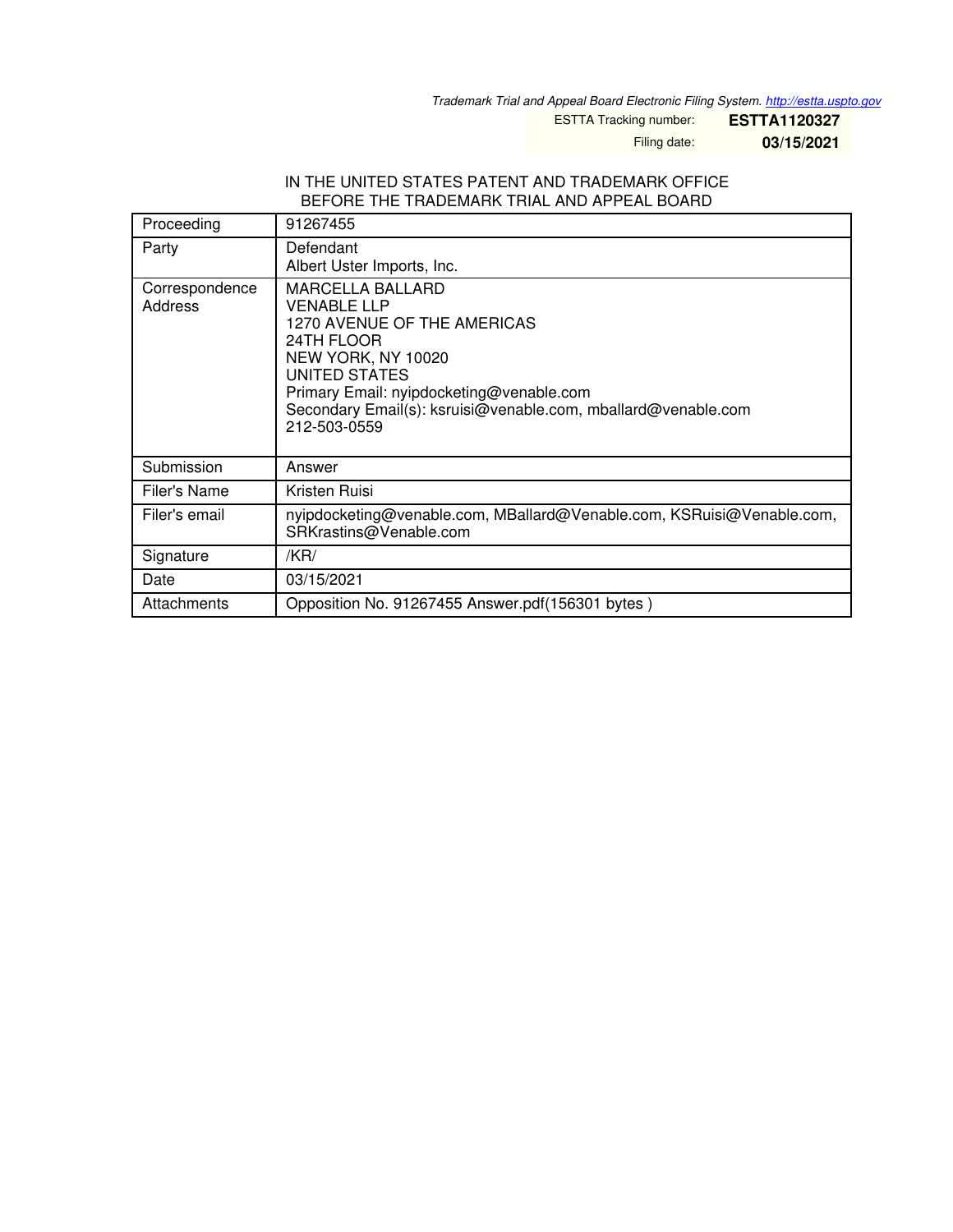*Trademark Trial and Appeal Board Electronic Filing System. http://estta.uspto.gov*

ESTTA Tracking number: **ESTTA1120327**

Filing date: **03/15/2021**

IN THE UNITED STATES PATENT AND TRADEMARK OFFICE
BEFORE THE TRADEMARK TRIAL AND APPEAL BOARD

| | |
|---|---|
| Proceeding | 91267455 |
| Party | Defendant<br>Albert Uster Imports, Inc. |
| Correspondence Address | MARCELLA BALLARD<br>VENABLE LLP<br>1270 AVENUE OF THE AMERICAS<br>24TH FLOOR<br>NEW YORK, NY 10020<br>UNITED STATES<br>Primary Email: nyipdocketing@venable.com<br>Secondary Email(s): ksruisi@venable.com, mballard@venable.com<br>212-503-0559 |
| Submission | Answer |
| Filer's Name | Kristen Ruisi |
| Filer's email | nyipdocketing@venable.com, MBallard@Venable.com, KSRuisi@Venable.com, SRKrastins@Venable.com |
| Signature | /KR/ |
| Date | 03/15/2021 |
| Attachments | Opposition No. 91267455 Answer.pdf(156301 bytes ) |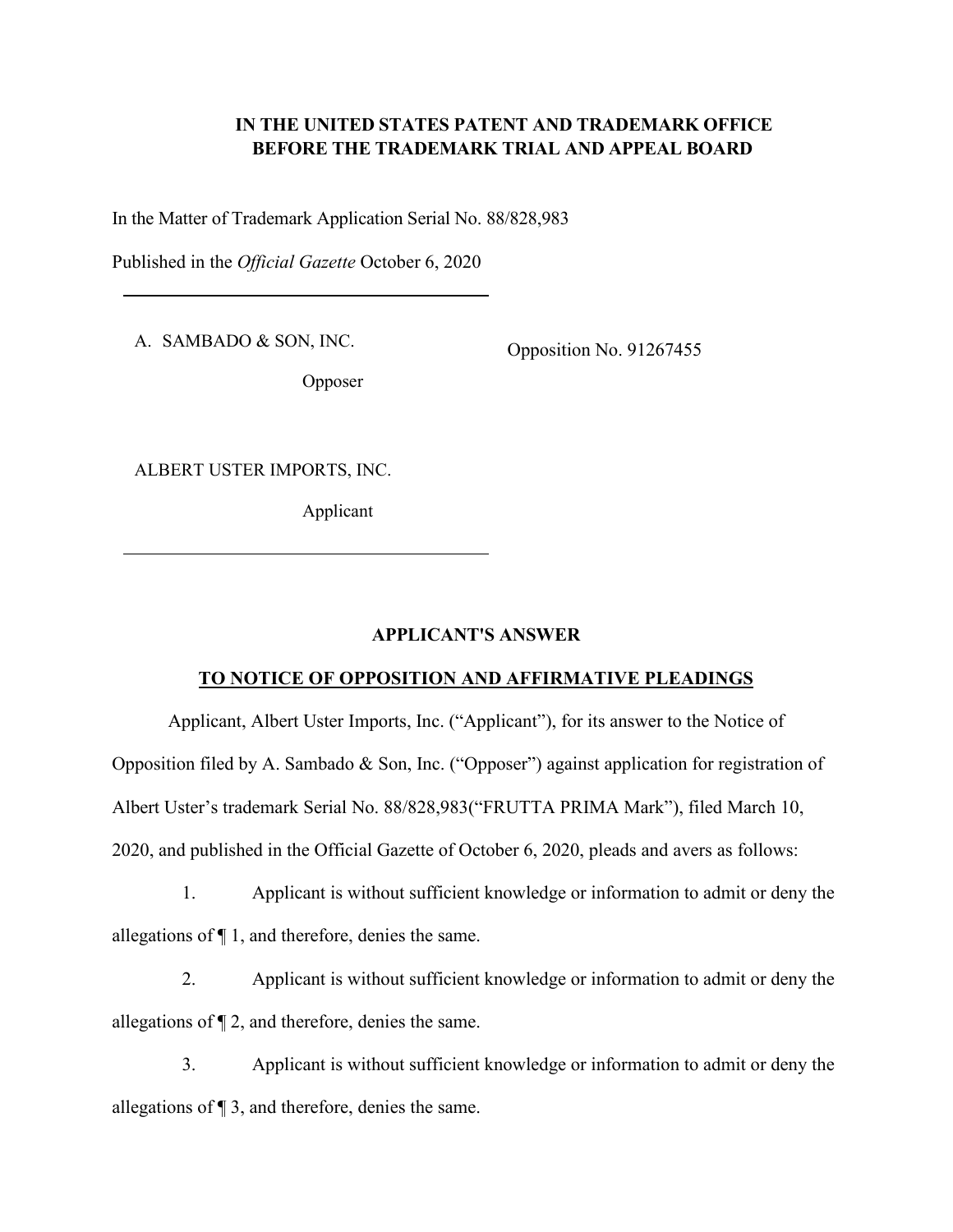**IN THE UNITED STATES PATENT AND TRADEMARK OFFICE**
**BEFORE THE TRADEMARK TRIAL AND APPEAL BOARD**

In the Matter of Trademark Application Serial No. 88/828,983

Published in the *Official Gazette* October 6, 2020

---

A. SAMBADO & SON, INC.

Opposer

Opposition No. 91267455

ALBERT USTER IMPORTS, INC.

Applicant

---

**APPLICANT'S ANSWER**

**TO NOTICE OF OPPOSITION AND AFFIRMATIVE PLEADINGS**

Applicant, Albert Uster Imports, Inc. ("Applicant"), for its answer to the Notice of Opposition filed by A. Sambado & Son, Inc. ("Opposer") against application for registration of Albert Uster's trademark Serial No. 88/828,983("FRUTTA PRIMA Mark"), filed March 10, 2020, and published in the Official Gazette of October 6, 2020, pleads and avers as follows:

1. Applicant is without sufficient knowledge or information to admit or deny the allegations of ¶ 1, and therefore, denies the same.

2. Applicant is without sufficient knowledge or information to admit or deny the allegations of ¶ 2, and therefore, denies the same.

3. Applicant is without sufficient knowledge or information to admit or deny the allegations of ¶ 3, and therefore, denies the same.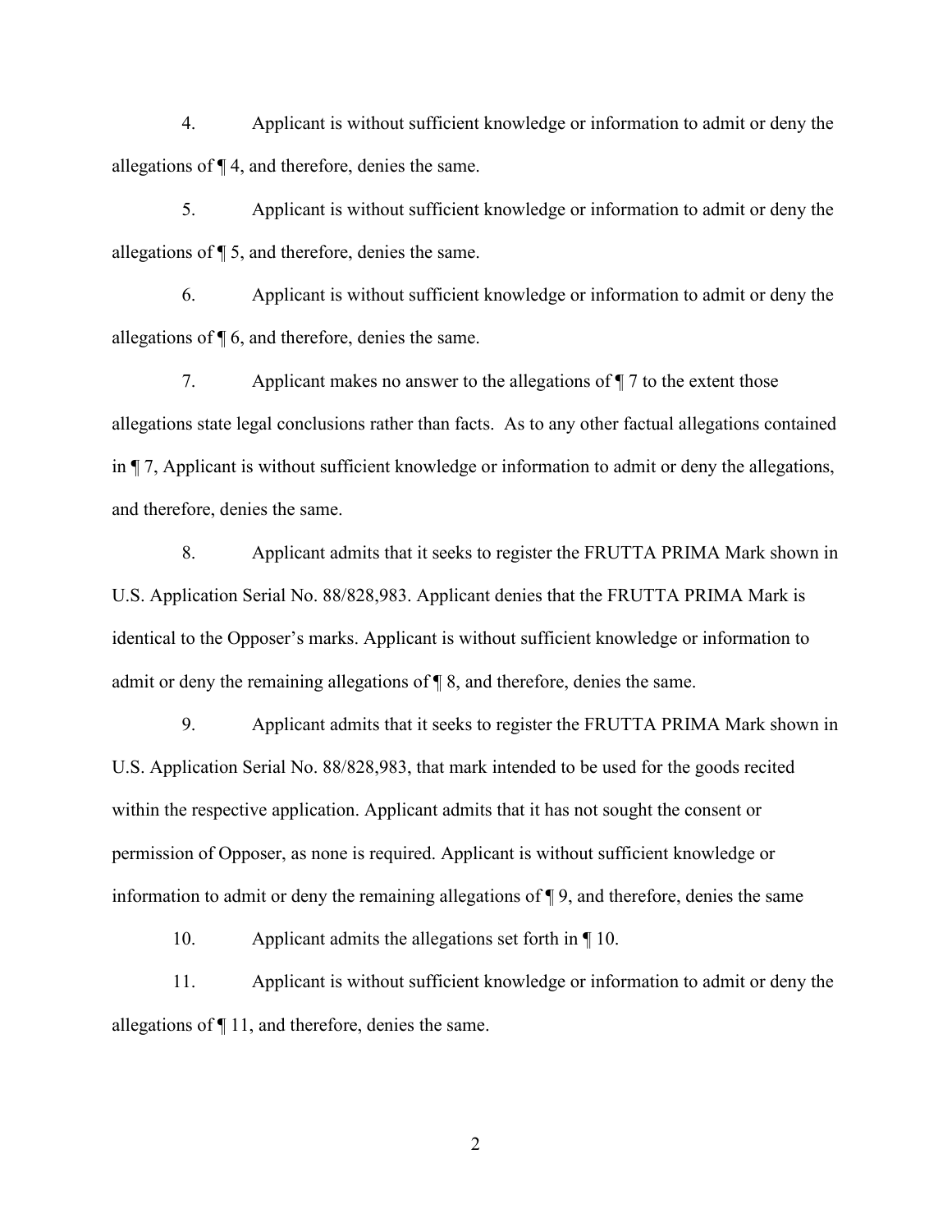4. Applicant is without sufficient knowledge or information to admit or deny the allegations of ¶ 4, and therefore, denies the same.

5. Applicant is without sufficient knowledge or information to admit or deny the allegations of ¶ 5, and therefore, denies the same.

6. Applicant is without sufficient knowledge or information to admit or deny the allegations of ¶ 6, and therefore, denies the same.

7. Applicant makes no answer to the allegations of ¶ 7 to the extent those allegations state legal conclusions rather than facts. As to any other factual allegations contained in ¶ 7, Applicant is without sufficient knowledge or information to admit or deny the allegations, and therefore, denies the same.

8. Applicant admits that it seeks to register the FRUTTA PRIMA Mark shown in U.S. Application Serial No. 88/828,983. Applicant denies that the FRUTTA PRIMA Mark is identical to the Opposer's marks. Applicant is without sufficient knowledge or information to admit or deny the remaining allegations of ¶ 8, and therefore, denies the same.

9. Applicant admits that it seeks to register the FRUTTA PRIMA Mark shown in U.S. Application Serial No. 88/828,983, that mark intended to be used for the goods recited within the respective application. Applicant admits that it has not sought the consent or permission of Opposer, as none is required. Applicant is without sufficient knowledge or information to admit or deny the remaining allegations of ¶ 9, and therefore, denies the same

10. Applicant admits the allegations set forth in ¶ 10.

11. Applicant is without sufficient knowledge or information to admit or deny the allegations of ¶ 11, and therefore, denies the same.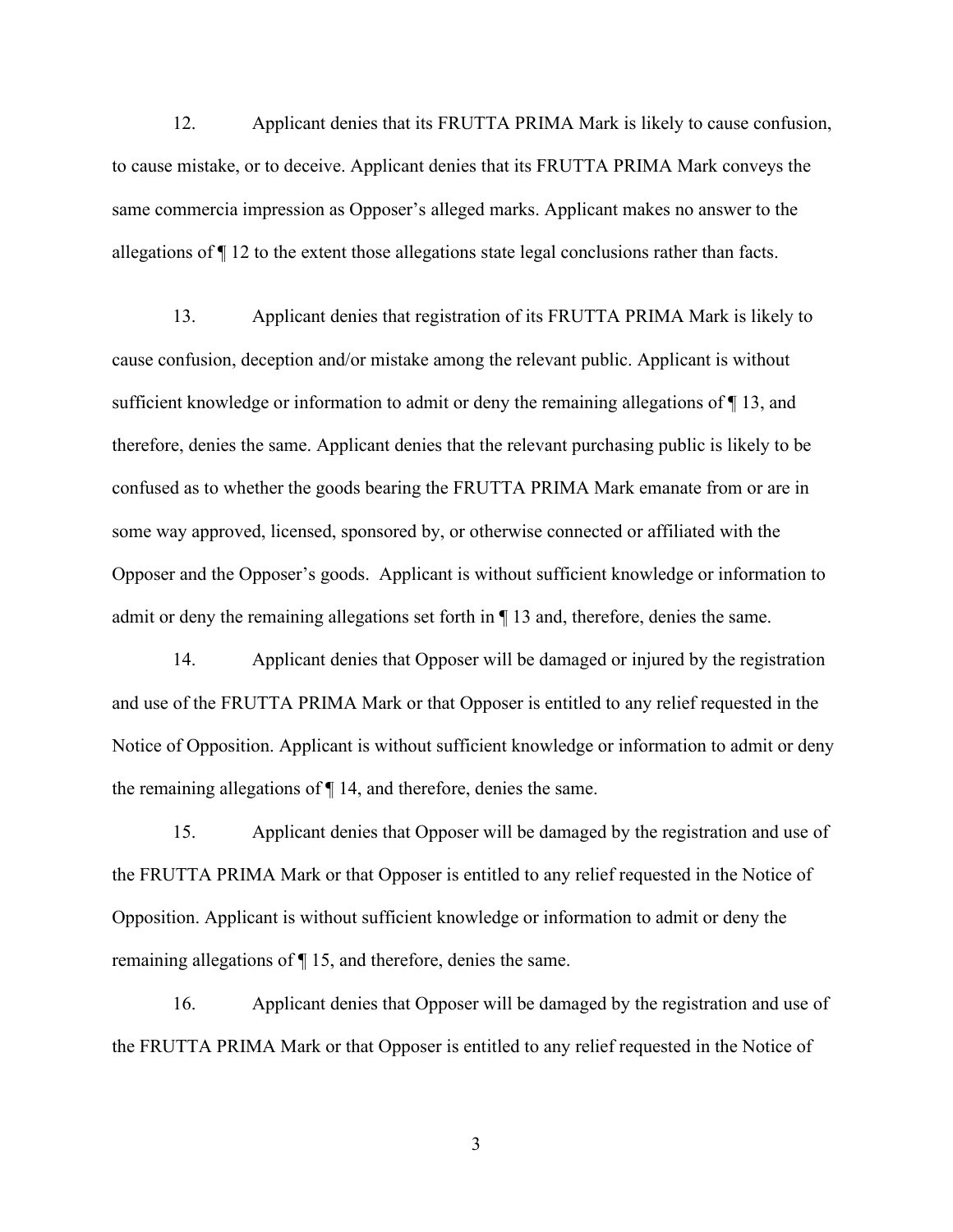12. Applicant denies that its FRUTTA PRIMA Mark is likely to cause confusion, to cause mistake, or to deceive. Applicant denies that its FRUTTA PRIMA Mark conveys the same commercia impression as Opposer's alleged marks. Applicant makes no answer to the allegations of ¶ 12 to the extent those allegations state legal conclusions rather than facts.

13. Applicant denies that registration of its FRUTTA PRIMA Mark is likely to cause confusion, deception and/or mistake among the relevant public. Applicant is without sufficient knowledge or information to admit or deny the remaining allegations of ¶ 13, and therefore, denies the same. Applicant denies that the relevant purchasing public is likely to be confused as to whether the goods bearing the FRUTTA PRIMA Mark emanate from or are in some way approved, licensed, sponsored by, or otherwise connected or affiliated with the Opposer and the Opposer's goods. Applicant is without sufficient knowledge or information to admit or deny the remaining allegations set forth in ¶ 13 and, therefore, denies the same.

14. Applicant denies that Opposer will be damaged or injured by the registration and use of the FRUTTA PRIMA Mark or that Opposer is entitled to any relief requested in the Notice of Opposition. Applicant is without sufficient knowledge or information to admit or deny the remaining allegations of ¶ 14, and therefore, denies the same.

15. Applicant denies that Opposer will be damaged by the registration and use of the FRUTTA PRIMA Mark or that Opposer is entitled to any relief requested in the Notice of Opposition. Applicant is without sufficient knowledge or information to admit or deny the remaining allegations of ¶ 15, and therefore, denies the same.

16. Applicant denies that Opposer will be damaged by the registration and use of the FRUTTA PRIMA Mark or that Opposer is entitled to any relief requested in the Notice of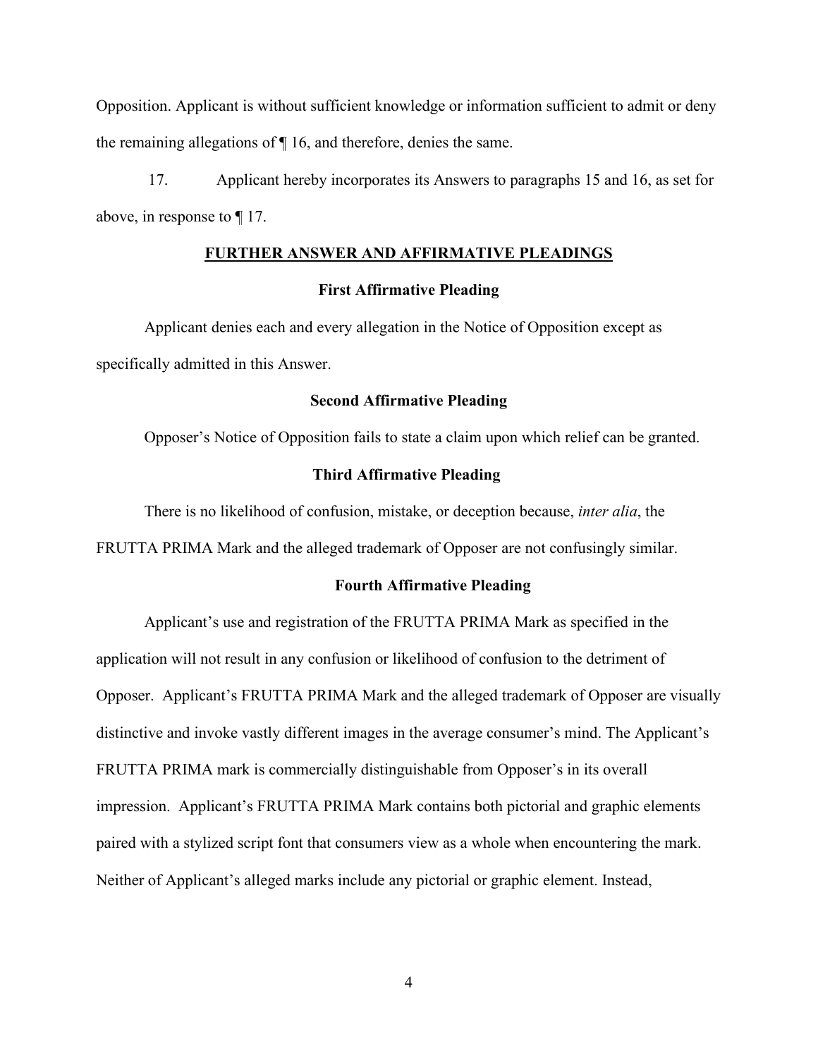Opposition. Applicant is without sufficient knowledge or information sufficient to admit or deny the remaining allegations of ¶ 16, and therefore, denies the same.

17. Applicant hereby incorporates its Answers to paragraphs 15 and 16, as set for above, in response to ¶ 17.

## FURTHER ANSWER AND AFFIRMATIVE PLEADINGS

### First Affirmative Pleading

Applicant denies each and every allegation in the Notice of Opposition except as specifically admitted in this Answer.

### Second Affirmative Pleading

Opposer's Notice of Opposition fails to state a claim upon which relief can be granted.

### Third Affirmative Pleading

There is no likelihood of confusion, mistake, or deception because, *inter alia*, the FRUTTA PRIMA Mark and the alleged trademark of Opposer are not confusingly similar.

### Fourth Affirmative Pleading

Applicant's use and registration of the FRUTTA PRIMA Mark as specified in the application will not result in any confusion or likelihood of confusion to the detriment of Opposer. Applicant's FRUTTA PRIMA Mark and the alleged trademark of Opposer are visually distinctive and invoke vastly different images in the average consumer's mind. The Applicant's FRUTTA PRIMA mark is commercially distinguishable from Opposer's in its overall impression. Applicant's FRUTTA PRIMA Mark contains both pictorial and graphic elements paired with a stylized script font that consumers view as a whole when encountering the mark. Neither of Applicant's alleged marks include any pictorial or graphic element. Instead,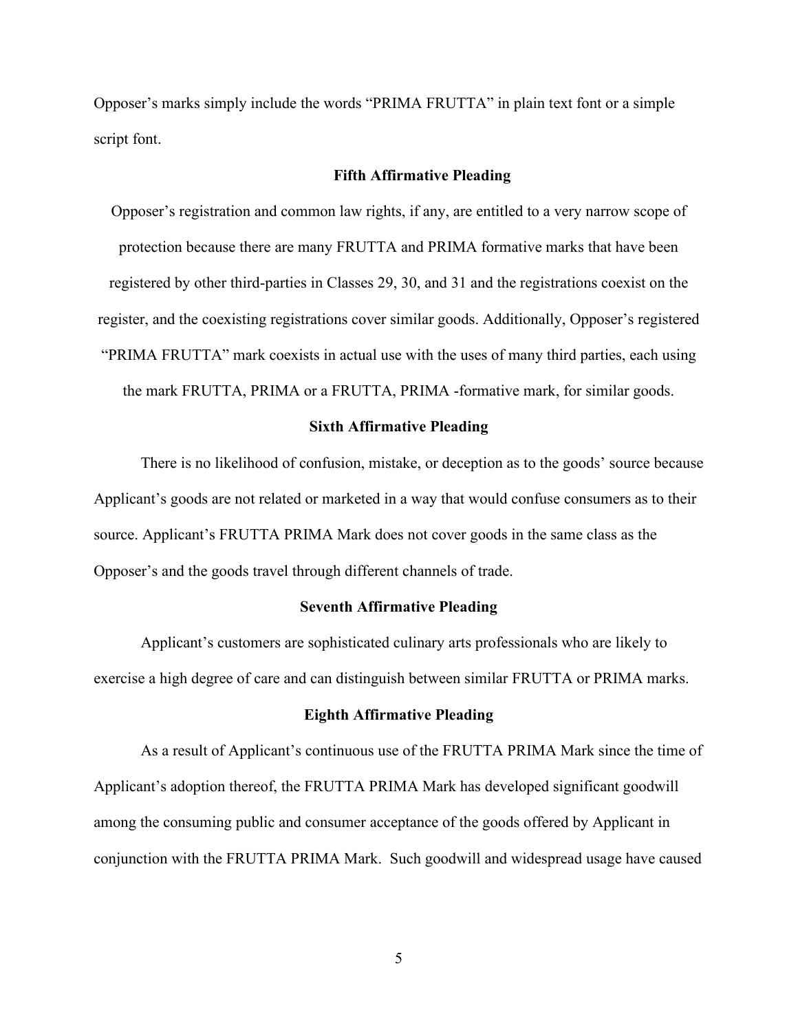Opposer's marks simply include the words "PRIMA FRUTTA" in plain text font or a simple script font.

**Fifth Affirmative Pleading**

Opposer's registration and common law rights, if any, are entitled to a very narrow scope of protection because there are many FRUTTA and PRIMA formative marks that have been registered by other third-parties in Classes 29, 30, and 31 and the registrations coexist on the register, and the coexisting registrations cover similar goods. Additionally, Opposer's registered "PRIMA FRUTTA" mark coexists in actual use with the uses of many third parties, each using the mark FRUTTA, PRIMA or a FRUTTA, PRIMA -formative mark, for similar goods.

**Sixth Affirmative Pleading**

There is no likelihood of confusion, mistake, or deception as to the goods' source because Applicant's goods are not related or marketed in a way that would confuse consumers as to their source. Applicant's FRUTTA PRIMA Mark does not cover goods in the same class as the Opposer's and the goods travel through different channels of trade.

**Seventh Affirmative Pleading**

Applicant's customers are sophisticated culinary arts professionals who are likely to exercise a high degree of care and can distinguish between similar FRUTTA or PRIMA marks.

**Eighth Affirmative Pleading**

As a result of Applicant's continuous use of the FRUTTA PRIMA Mark since the time of Applicant's adoption thereof, the FRUTTA PRIMA Mark has developed significant goodwill among the consuming public and consumer acceptance of the goods offered by Applicant in conjunction with the FRUTTA PRIMA Mark. Such goodwill and widespread usage have caused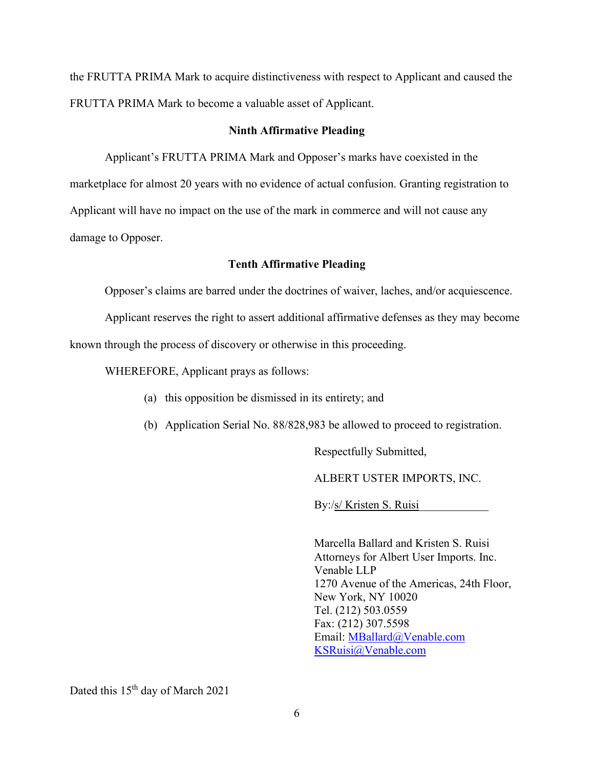the FRUTTA PRIMA Mark to acquire distinctiveness with respect to Applicant and caused the FRUTTA PRIMA Mark to become a valuable asset of Applicant.

**Ninth Affirmative Pleading**

Applicant's FRUTTA PRIMA Mark and Opposer's marks have coexisted in the marketplace for almost 20 years with no evidence of actual confusion. Granting registration to Applicant will have no impact on the use of the mark in commerce and will not cause any damage to Opposer.

**Tenth Affirmative Pleading**

Opposer's claims are barred under the doctrines of waiver, laches, and/or acquiescence.

Applicant reserves the right to assert additional affirmative defenses as they may become known through the process of discovery or otherwise in this proceeding.

WHEREFORE, Applicant prays as follows:

(a) this opposition be dismissed in its entirety; and

(b) Application Serial No. 88/828,983 be allowed to proceed to registration.

Respectfully Submitted,

ALBERT USTER IMPORTS, INC.

By:/s/ Kristen S. Ruisi

Marcella Ballard and Kristen S. Ruisi
Attorneys for Albert User Imports. Inc.
Venable LLP
1270 Avenue of the Americas, 24th Floor,
New York, NY 10020
Tel. (212) 503.0559
Fax: (212) 307.5598
Email: MBallard@Venable.com
KSRuisi@Venable.com

Dated this 15th day of March 2021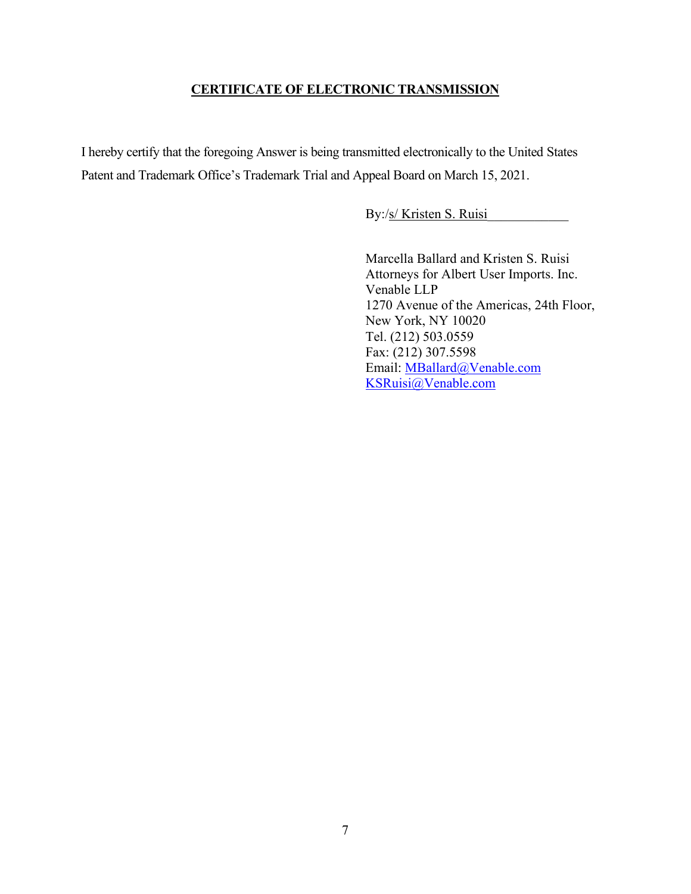**CERTIFICATE OF ELECTRONIC TRANSMISSION**

I hereby certify that the foregoing Answer is being transmitted electronically to the United States Patent and Trademark Office's Trademark Trial and Appeal Board on March 15, 2021.

By:/s/ Kristen S. Ruisi\_\_\_\_\_\_\_\_\_\_\_\_

Marcella Ballard and Kristen S. Ruisi
Attorneys for Albert User Imports. Inc.
Venable LLP
1270 Avenue of the Americas, 24th Floor,
New York, NY 10020
Tel. (212) 503.0559
Fax: (212) 307.5598
Email: MBallard@Venable.com
KSRuisi@Venable.com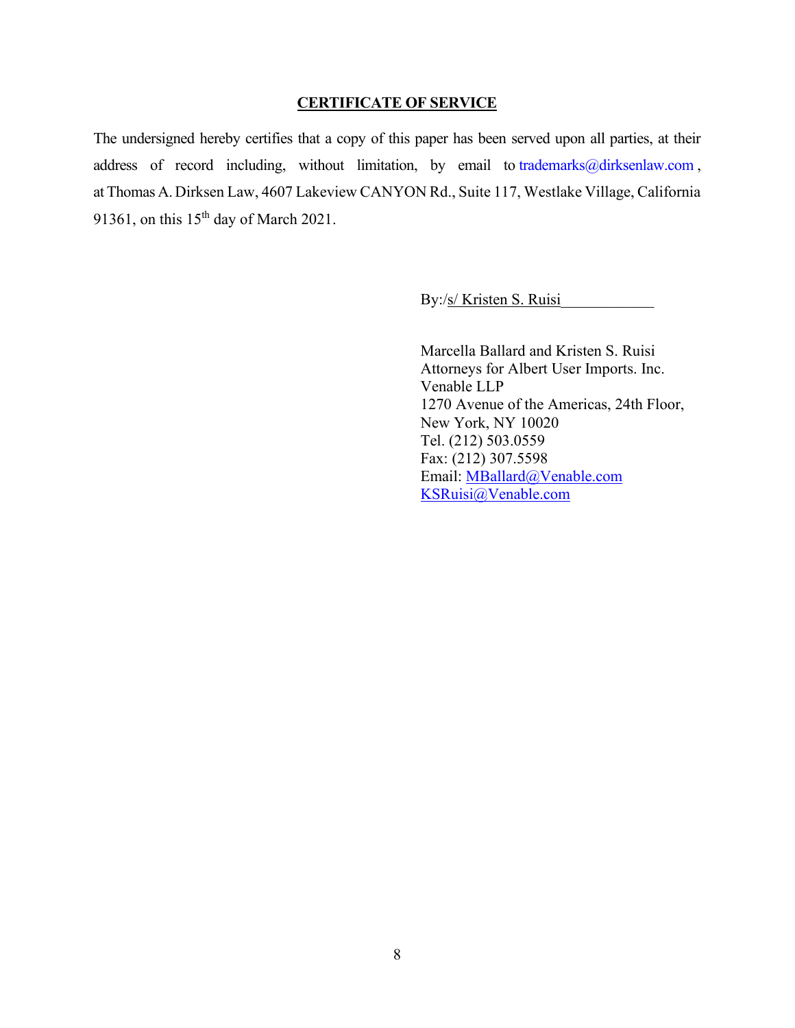## CERTIFICATE OF SERVICE

The undersigned hereby certifies that a copy of this paper has been served upon all parties, at their address of record including, without limitation, by email to trademarks@dirksenlaw.com, at Thomas A. Dirksen Law, 4607 Lakeview CANYON Rd., Suite 117, Westlake Village, California 91361, on this 15th day of March 2021.

By:/s/ Kristen S. Ruisi

Marcella Ballard and Kristen S. Ruisi
Attorneys for Albert User Imports. Inc.
Venable LLP
1270 Avenue of the Americas, 24th Floor,
New York, NY 10020
Tel. (212) 503.0559
Fax: (212) 307.5598
Email: MBallard@Venable.com
KSRuisi@Venable.com